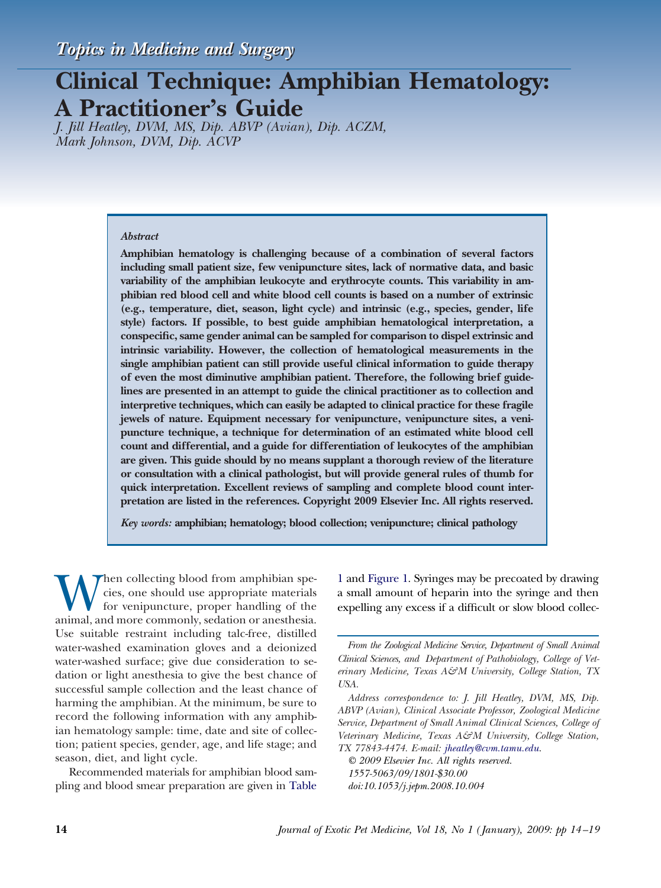*Topics in Medicine and Surgery*

# Clinical Technique: Amphibian Hematology: A Practitioner's Guide

*J. Jill Heatley, DVM, MS, Dip. ABVP (Avian), Dip. ACZM, Mark Johnson, DVM, Dip. ACVP*

***Abstract***

**Amphibian hematology is challenging because of a combination of several factors including small patient size, few venipuncture sites, lack of normative data, and basic variability of the amphibian leukocyte and erythrocyte counts. This variability in amphibian red blood cell and white blood cell counts is based on a number of extrinsic (e.g., temperature, diet, season, light cycle) and intrinsic (e.g., species, gender, life style) factors. If possible, to best guide amphibian hematological interpretation, a conspecific, same gender animal can be sampled for comparison to dispel extrinsic and intrinsic variability. However, the collection of hematological measurements in the single amphibian patient can still provide useful clinical information to guide therapy of even the most diminutive amphibian patient. Therefore, the following brief guidelines are presented in an attempt to guide the clinical practitioner as to collection and interpretive techniques, which can easily be adapted to clinical practice for these fragile jewels of nature. Equipment necessary for venipuncture, venipuncture sites, a venipuncture technique, a technique for determination of an estimated white blood cell count and differential, and a guide for differentiation of leukocytes of the amphibian are given. This guide should by no means supplant a thorough review of the literature or consultation with a clinical pathologist, but will provide general rules of thumb for quick interpretation. Excellent reviews of sampling and complete blood count interpretation are listed in the references. Copyright 2009 Elsevier Inc. All rights reserved.**

*Key words:* **amphibian; hematology; blood collection; venipuncture; clinical pathology**

When collecting blood from amphibian species, one should use appropriate materials for venipuncture, proper handling of the animal, and more commonly, sedation or anesthesia. Use suitable restraint including talc-free, distilled water-washed examination gloves and a deionized water-washed surface; give due consideration to sedation or light anesthesia to give the best chance of successful sample collection and the least chance of harming the amphibian. At the minimum, be sure to record the following information with any amphibian hematology sample: time, date and site of collection; patient species, gender, age, and life stage; and season, diet, and light cycle.

Recommended materials for amphibian blood sampling and blood smear preparation are given in Table 1 and Figure 1. Syringes may be precoated by drawing a small amount of heparin into the syringe and then expelling any excess if a difficult or slow blood collec-

*From the Zoological Medicine Service, Department of Small Animal Clinical Sciences, and Department of Pathobiology, College of Veterinary Medicine, Texas A&M University, College Station, TX USA.*

*Address correspondence to: J. Jill Heatley, DVM, MS, Dip. ABVP (Avian), Clinical Associate Professor, Zoological Medicine Service, Department of Small Animal Clinical Sciences, College of Veterinary Medicine, Texas A&M University, College Station, TX 77843-4474. E-mail: jheatley@cvm.tamu.edu.*

*© 2009 Elsevier Inc. All rights reserved.*
*1557-5063/09/1801-$30.00*
*doi:10.1053/j.jepm.2008.10.004*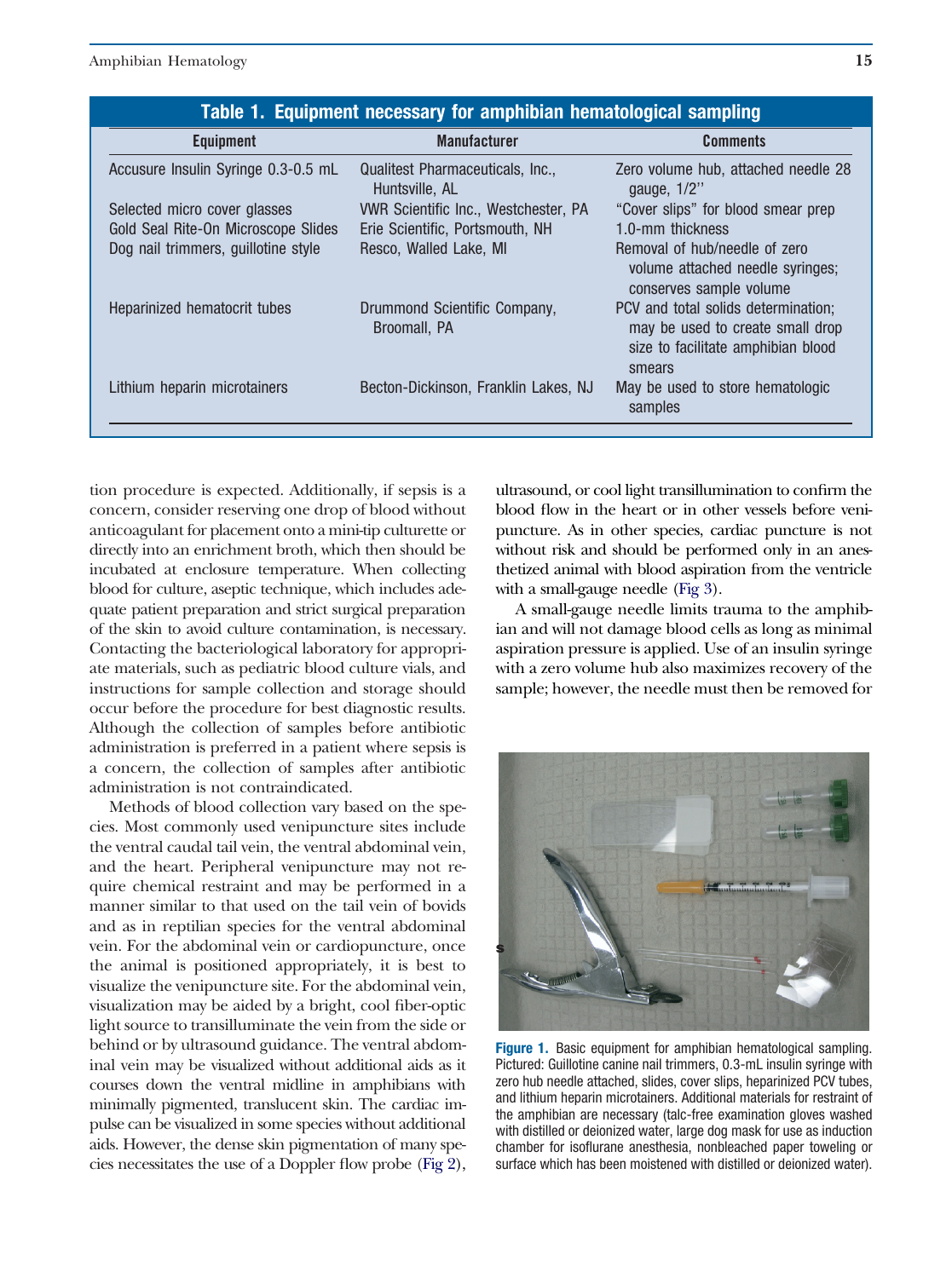**Table 1. Equipment necessary for amphibian hematological sampling**

| Equipment | Manufacturer | Comments |
|---|---|---|
| Accusure Insulin Syringe 0.3-0.5 mL | Qualitest Pharmaceuticals, Inc., Huntsville, AL | Zero volume hub, attached needle 28 gauge, 1/2" |
| Selected micro cover glasses | VWR Scientific Inc., Westchester, PA | "Cover slips" for blood smear prep |
| Gold Seal Rite-On Microscope Slides | Erie Scientific, Portsmouth, NH | 1.0-mm thickness |
| Dog nail trimmers, guillotine style | Resco, Walled Lake, MI | Removal of hub/needle of zero volume attached needle syringes; conserves sample volume |
| Heparinized hematocrit tubes | Drummond Scientific Company, Broomall, PA | PCV and total solids determination; may be used to create small drop size to facilitate amphibian blood smears |
| Lithium heparin microtainers | Becton-Dickinson, Franklin Lakes, NJ | May be used to store hematologic samples |

tion procedure is expected. Additionally, if sepsis is a concern, consider reserving one drop of blood without anticoagulant for placement onto a mini-tip culturette or directly into an enrichment broth, which then should be incubated at enclosure temperature. When collecting blood for culture, aseptic technique, which includes adequate patient preparation and strict surgical preparation of the skin to avoid culture contamination, is necessary. Contacting the bacteriological laboratory for appropriate materials, such as pediatric blood culture vials, and instructions for sample collection and storage should occur before the procedure for best diagnostic results. Although the collection of samples before antibiotic administration is preferred in a patient where sepsis is a concern, the collection of samples after antibiotic administration is not contraindicated.

Methods of blood collection vary based on the species. Most commonly used venipuncture sites include the ventral caudal tail vein, the ventral abdominal vein, and the heart. Peripheral venipuncture may not require chemical restraint and may be performed in a manner similar to that used on the tail vein of bovids and as in reptilian species for the ventral abdominal vein. For the abdominal vein or cardiopuncture, once the animal is positioned appropriately, it is best to visualize the venipuncture site. For the abdominal vein, visualization may be aided by a bright, cool fiber-optic light source to transilluminate the vein from the side or behind or by ultrasound guidance. The ventral abdominal vein may be visualized without additional aids as it courses down the ventral midline in amphibians with minimally pigmented, translucent skin. The cardiac impulse can be visualized in some species without additional aids. However, the dense skin pigmentation of many species necessitates the use of a Doppler flow probe (Fig 2), ultrasound, or cool light transillumination to confirm the blood flow in the heart or in other vessels before venipuncture. As in other species, cardiac puncture is not without risk and should be performed only in an anesthetized animal with blood aspiration from the ventricle with a small-gauge needle (Fig 3).

A small-gauge needle limits trauma to the amphibian and will not damage blood cells as long as minimal aspiration pressure is applied. Use of an insulin syringe with a zero volume hub also maximizes recovery of the sample; however, the needle must then be removed for

**Figure 1.** Basic equipment for amphibian hematological sampling. Pictured: Guillotine canine nail trimmers, 0.3-mL insulin syringe with zero hub needle attached, slides, cover slips, heparinized PCV tubes, and lithium heparin microtainers. Additional materials for restraint of the amphibian are necessary (talc-free examination gloves washed with distilled or deionized water, large dog mask for use as induction chamber for isoflurane anesthesia, nonbleached paper toweling or surface which has been moistened with distilled or deionized water).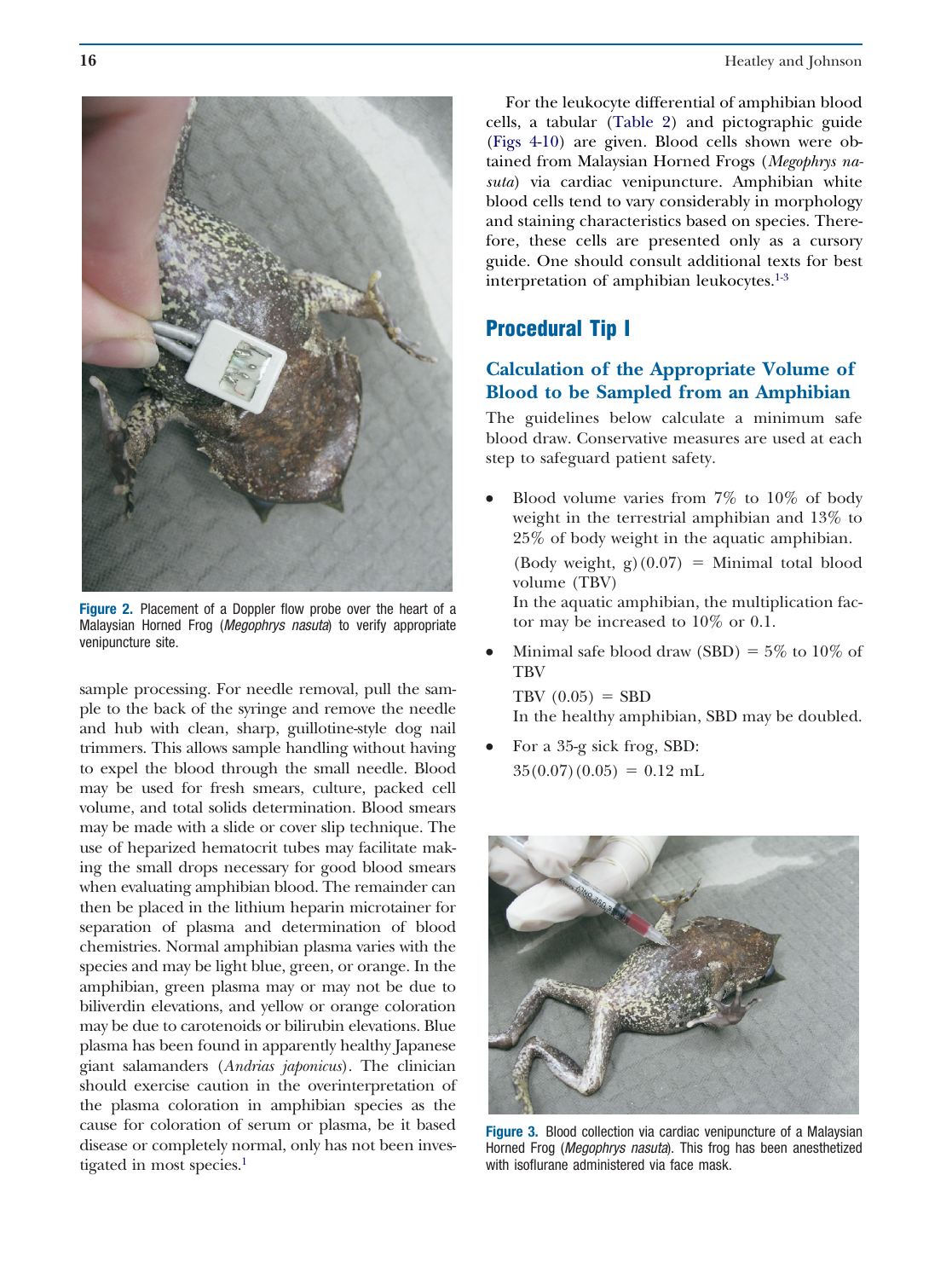Figure 2. Placement of a Doppler flow probe over the heart of a Malaysian Horned Frog (*Megophrys nasuta*) to verify appropriate venipuncture site.

sample processing. For needle removal, pull the sample to the back of the syringe and remove the needle and hub with clean, sharp, guillotine-style dog nail trimmers. This allows sample handling without having to expel the blood through the small needle. Blood may be used for fresh smears, culture, packed cell volume, and total solids determination. Blood smears may be made with a slide or cover slip technique. The use of heparized hematocrit tubes may facilitate making the small drops necessary for good blood smears when evaluating amphibian blood. The remainder can then be placed in the lithium heparin microtainer for separation of plasma and determination of blood chemistries. Normal amphibian plasma varies with the species and may be light blue, green, or orange. In the amphibian, green plasma may or may not be due to biliverdin elevations, and yellow or orange coloration may be due to carotenoids or bilirubin elevations. Blue plasma has been found in apparently healthy Japanese giant salamanders (*Andrias japonicus*). The clinician should exercise caution in the overinterpretation of the plasma coloration in amphibian species as the cause for coloration of serum or plasma, be it based disease or completely normal, only has not been investigated in most species.[1]

For the leukocyte differential of amphibian blood cells, a tabular (Table 2) and pictographic guide (Figs 4-10) are given. Blood cells shown were obtained from Malaysian Horned Frogs (*Megophrys nasuta*) via cardiac venipuncture. Amphibian white blood cells tend to vary considerably in morphology and staining characteristics based on species. Therefore, these cells are presented only as a cursory guide. One should consult additional texts for best interpretation of amphibian leukocytes.[1-3]

## Procedural Tip I

### Calculation of the Appropriate Volume of Blood to be Sampled from an Amphibian

The guidelines below calculate a minimum safe blood draw. Conservative measures are used at each step to safeguard patient safety.

- Blood volume varies from 7% to 10% of body weight in the terrestrial amphibian and 13% to 25% of body weight in the aquatic amphibian.

  $(\text{Body weight, g})(0.07) = $ Minimal total blood volume (TBV)

  In the aquatic amphibian, the multiplication factor may be increased to 10% or 0.1.

- Minimal safe blood draw (SBD) = 5% to 10% of TBV

  $\text{TBV}\ (0.05) = \text{SBD}$

  In the healthy amphibian, SBD may be doubled.

- For a 35-g sick frog, SBD:

  $35(0.07)(0.05) = 0.12\ \text{mL}$

Figure 3. Blood collection via cardiac venipuncture of a Malaysian Horned Frog (*Megophrys nasuta*). This frog has been anesthetized with isoflurane administered via face mask.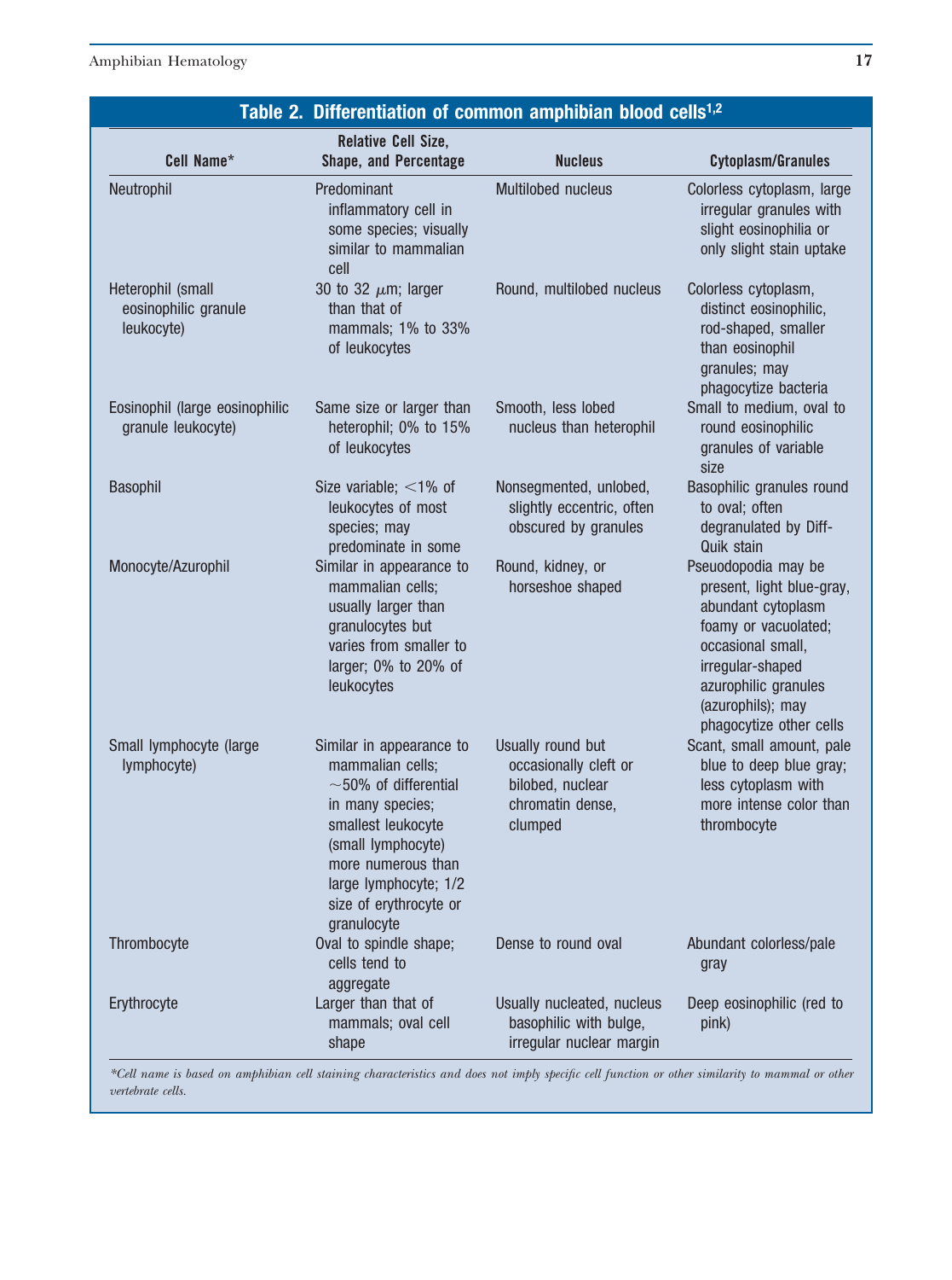## Table 2. Differentiation of common amphibian blood cells[1,2]

| Cell Name* | Relative Cell Size, Shape, and Percentage | Nucleus | Cytoplasm/Granules |
|---|---|---|---|
| Neutrophil | Predominant inflammatory cell in some species; visually similar to mammalian cell | Multilobed nucleus | Colorless cytoplasm, large irregular granules with slight eosinophilia or only slight stain uptake |
| Heterophil (small eosinophilic granule leukocyte) | 30 to 32 μm; larger than that of mammals; 1% to 33% of leukocytes | Round, multilobed nucleus | Colorless cytoplasm, distinct eosinophilic, rod-shaped, smaller than eosinophil granules; may phagocytize bacteria |
| Eosinophil (large eosinophilic granule leukocyte) | Same size or larger than heterophil; 0% to 15% of leukocytes | Smooth, less lobed nucleus than heterophil | Small to medium, oval to round eosinophilic granules of variable size |
| Basophil | Size variable; <1% of leukocytes of most species; may predominate in some | Nonsegmented, unlobed, slightly eccentric, often obscured by granules | Basophilic granules round to oval; often degranulated by Diff-Quik stain |
| Monocyte/Azurophil | Similar in appearance to mammalian cells; usually larger than granulocytes but varies from smaller to larger; 0% to 20% of leukocytes | Round, kidney, or horseshoe shaped | Pseudopodia may be present, light blue-gray, abundant cytoplasm foamy or vacuolated; occasional small, irregular-shaped azurophilic granules (azurophils); may phagocytize other cells |
| Small lymphocyte (large lymphocyte) | Similar in appearance to mammalian cells; ~50% of differential in many species; smallest leukocyte (small lymphocyte) more numerous than large lymphocyte; 1/2 size of erythrocyte or granulocyte | Usually round but occasionally cleft or bilobed, nuclear chromatin dense, clumped | Scant, small amount, pale blue to deep blue gray; less cytoplasm with more intense color than thrombocyte |
| Thrombocyte | Oval to spindle shape; cells tend to aggregate | Dense to round oval | Abundant colorless/pale gray |
| Erythrocyte | Larger than that of mammals; oval cell shape | Usually nucleated, nucleus basophilic with bulge, irregular nuclear margin | Deep eosinophilic (red to pink) |

*Cell name is based on amphibian cell staining characteristics and does not imply specific cell function or other similarity to mammal or other vertebrate cells.*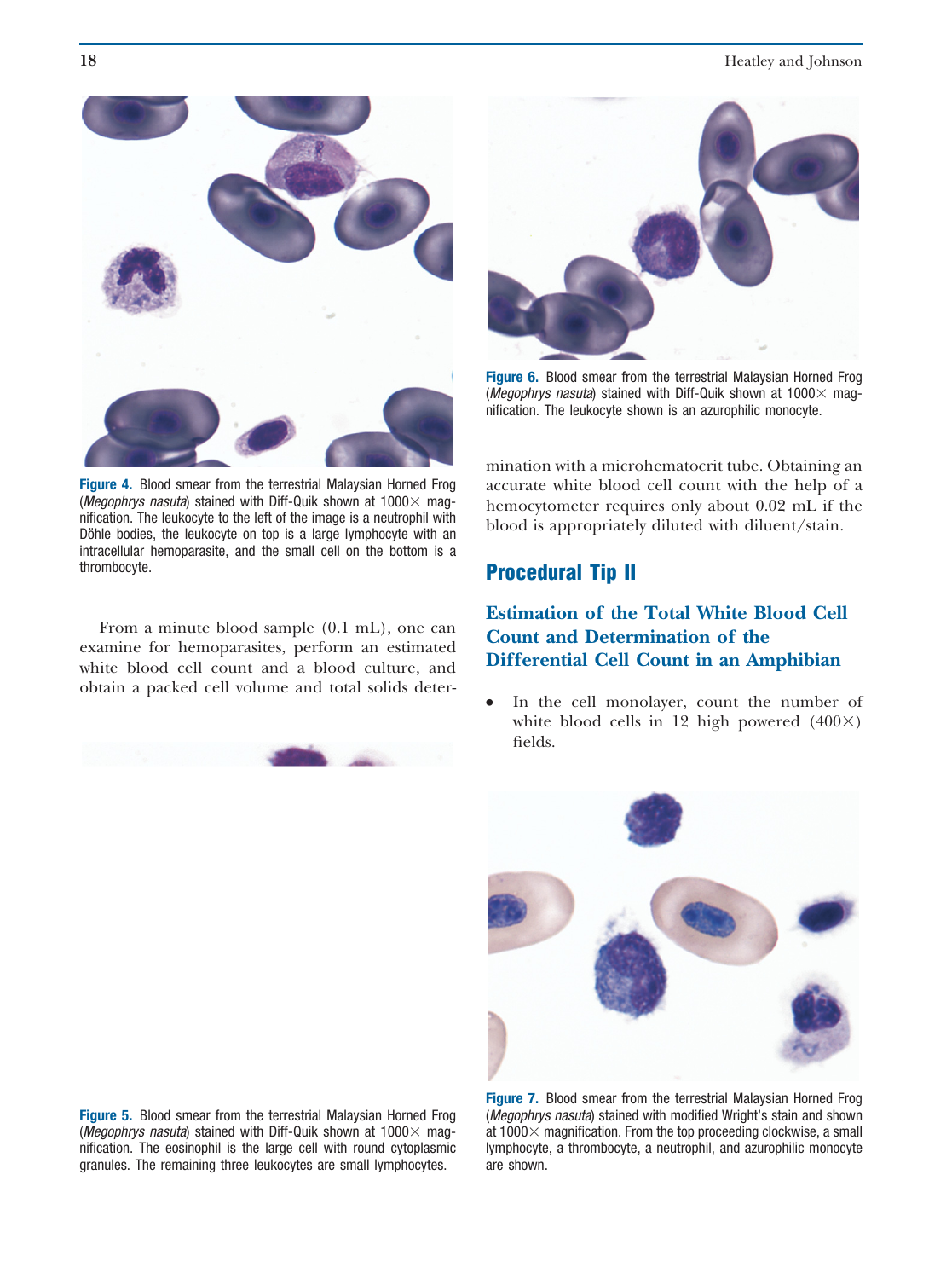Figure 4. Blood smear from the terrestrial Malaysian Horned Frog (*Megophrys nasuta*) stained with Diff-Quik shown at 1000× magnification. The leukocyte to the left of the image is a neutrophil with Döhle bodies, the leukocyte on top is a large lymphocyte with an intracellular hemoparasite, and the small cell on the bottom is a thrombocyte.

From a minute blood sample (0.1 mL), one can examine for hemoparasites, perform an estimated white blood cell count and a blood culture, and obtain a packed cell volume and total solids determination with a microhematocrit tube. Obtaining an accurate white blood cell count with the help of a hemocytometer requires only about 0.02 mL if the blood is appropriately diluted with diluent/stain.

Figure 5. Blood smear from the terrestrial Malaysian Horned Frog (*Megophrys nasuta*) stained with Diff-Quik shown at 1000× magnification. The eosinophil is the large cell with round cytoplasmic granules. The remaining three leukocytes are small lymphocytes.

Figure 6. Blood smear from the terrestrial Malaysian Horned Frog (*Megophrys nasuta*) stained with Diff-Quik shown at 1000× magnification. The leukocyte shown is an azurophilic monocyte.

## Procedural Tip II

### Estimation of the Total White Blood Cell Count and Determination of the Differential Cell Count in an Amphibian

- In the cell monolayer, count the number of white blood cells in 12 high powered (400×) fields.

Figure 7. Blood smear from the terrestrial Malaysian Horned Frog (*Megophrys nasuta*) stained with modified Wright's stain and shown at 1000× magnification. From the top proceeding clockwise, a small lymphocyte, a thrombocyte, a neutrophil, and azurophilic monocyte are shown.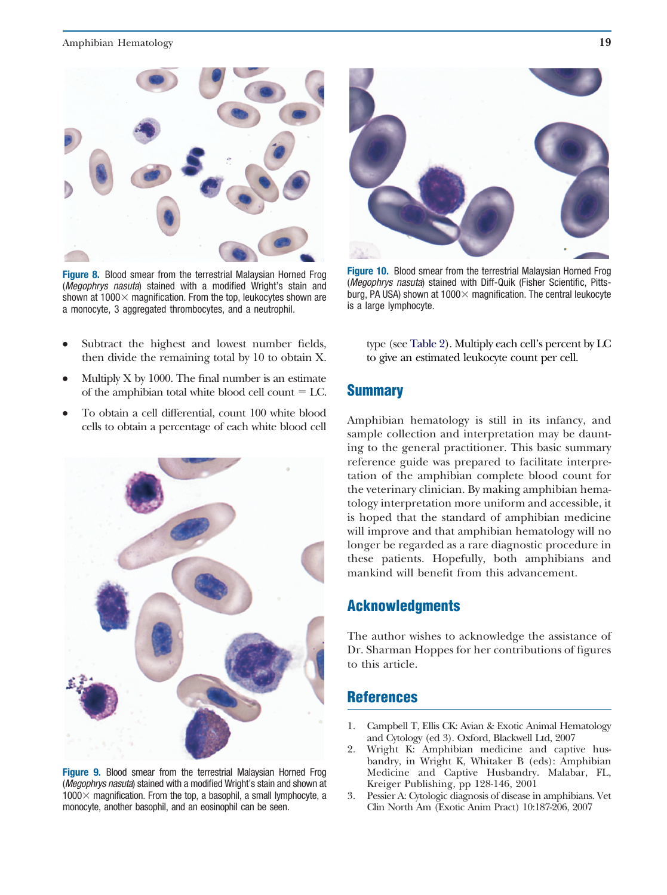Figure 8. Blood smear from the terrestrial Malaysian Horned Frog (*Megophrys nasuta*) stained with a modified Wright's stain and shown at 1000× magnification. From the top, leukocytes shown are a monocyte, 3 aggregated thrombocytes, and a neutrophil.

- Subtract the highest and lowest number fields, then divide the remaining total by 10 to obtain X.
- Multiply X by 1000. The final number is an estimate of the amphibian total white blood cell count = LC.
- To obtain a cell differential, count 100 white blood cells to obtain a percentage of each white blood cell type (see Table 2). Multiply each cell's percent by LC to give an estimated leukocyte count per cell.

Figure 9. Blood smear from the terrestrial Malaysian Horned Frog (*Megophrys nasuta*) stained with a modified Wright's stain and shown at 1000× magnification. From the top, a basophil, a small lymphocyte, a monocyte, another basophil, and an eosinophil can be seen.

Figure 10. Blood smear from the terrestrial Malaysian Horned Frog (*Megophrys nasuta*) stained with Diff-Quik (Fisher Scientific, Pittsburg, PA USA) shown at 1000× magnification. The central leukocyte is a large lymphocyte.

## Summary

Amphibian hematology is still in its infancy, and sample collection and interpretation may be daunting to the general practitioner. This basic summary reference guide was prepared to facilitate interpretation of the amphibian complete blood count for the veterinary clinician. By making amphibian hematology interpretation more uniform and accessible, it is hoped that the standard of amphibian medicine will improve and that amphibian hematology will no longer be regarded as a rare diagnostic procedure in these patients. Hopefully, both amphibians and mankind will benefit from this advancement.

## Acknowledgments

The author wishes to acknowledge the assistance of Dr. Sharman Hoppes for her contributions of figures to this article.

## References

1. Campbell T, Ellis CK: Avian & Exotic Animal Hematology and Cytology (ed 3). Oxford, Blackwell Ltd, 2007
2. Wright K: Amphibian medicine and captive husbandry, in Wright K, Whitaker B (eds): Amphibian Medicine and Captive Husbandry. Malabar, FL, Kreiger Publishing, pp 128-146, 2001
3. Pessier A: Cytologic diagnosis of disease in amphibians. Vet Clin North Am (Exotic Anim Pract) 10:187-206, 2007